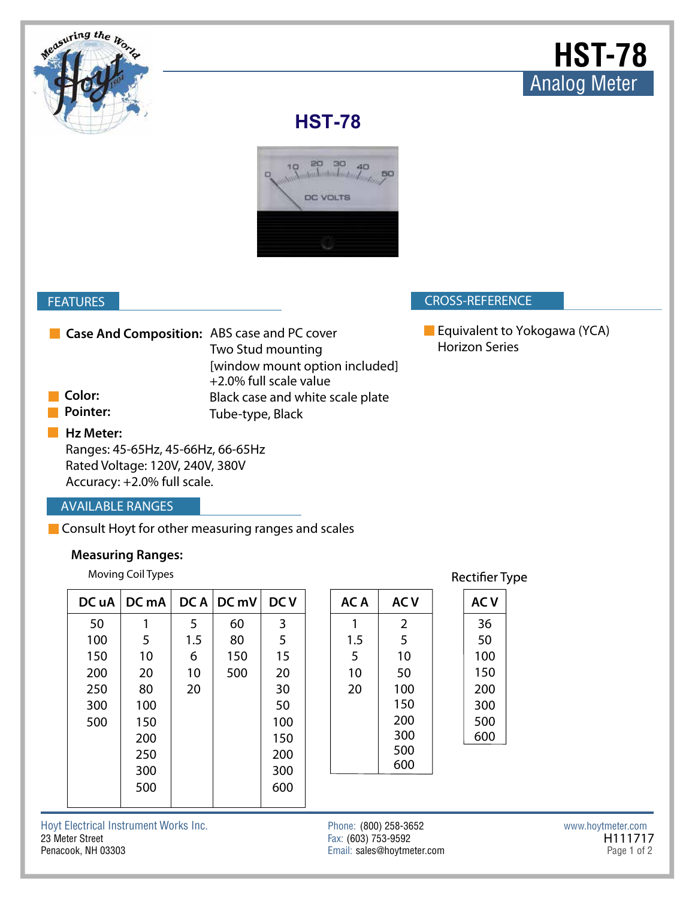# HST-78

## Analog Meter

### HST-78

## FEATURES

- **Case And Composition:** ABS case and PC cover
  Two Stud mounting
  [window mount option included]
  +2.0% full scale value
- **Color:** Black case and white scale plate
- **Pointer:** Tube-type, Black
- **Hz Meter:**
  Ranges: 45-65Hz, 45-66Hz, 66-65Hz
  Rated Voltage: 120V, 240V, 380V
  Accuracy: +2.0% full scale.

## CROSS-REFERENCE

- Equivalent to Yokogawa (YCA) Horizon Series

## AVAILABLE RANGES

- Consult Hoyt for other measuring ranges and scales

**Measuring Ranges:**

Moving Coil Types

| DC uA | DC mA | DC A | DC mV | DC V |
|---|---|---|---|---|
| 50 | 1 | 5 | 60 | 3 |
| 100 | 5 | 1.5 | 80 | 5 |
| 150 | 10 | 6 | 150 | 15 |
| 200 | 20 | 10 | 500 | 20 |
| 250 | 80 | 20 | | 30 |
| 300 | 100 | | | 50 |
| 500 | 150 | | | 100 |
| | 200 | | | 150 |
| | 250 | | | 200 |
| | 300 | | | 300 |
| | 500 | | | 600 |

| AC A | AC V |
|---|---|
| 1 | 2 |
| 1.5 | 5 |
| 5 | 10 |
| 10 | 50 |
| 20 | 100 |
| | 150 |
| | 200 |
| | 300 |
| | 500 |
| | 600 |

Rectifier Type

| AC V |
|---|
| 36 |
| 50 |
| 100 |
| 150 |
| 200 |
| 300 |
| 500 |
| 600 |

Hoyt Electrical Instrument Works Inc.
23 Meter Street
Penacook, NH 03303

Phone: (800) 258-3652
Fax: (603) 753-9592
Email: sales@hoytmeter.com

www.hoytmeter.com
H111717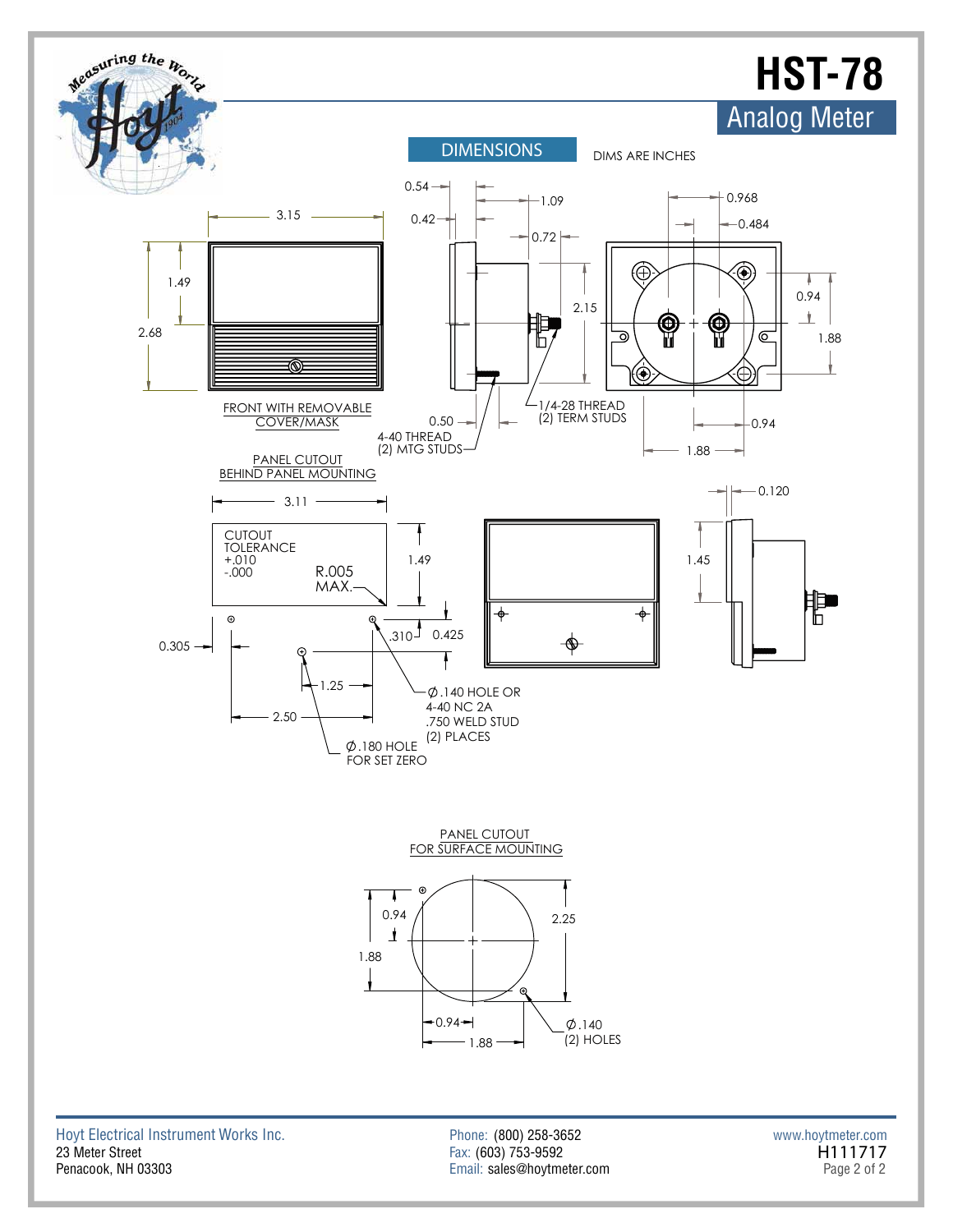# HST-78

## Analog Meter

**DIMENSIONS**

DIMS ARE INCHES

3.15
1.49
2.68

FRONT WITH REMOVABLE COVER/MASK

0.54
0.42
1.09
0.72
2.15
0.50

4-40 THREAD
(2) MTG STUDS

1/4-28 THREAD
(2) TERM STUDS

0.968
0.484
0.94
1.88
0.94
1.88

PANEL CUTOUT
BEHIND PANEL MOUNTING

3.11

CUTOUT
TOLERANCE
+.010
-.000

R.005
MAX.

1.49
.310
0.425
0.305
1.25
2.50

Ø.140 HOLE OR
4-40 NC 2A
.750 WELD STUD
(2) PLACES

Ø.180 HOLE
FOR SET ZERO

0.120
1.45

PANEL CUTOUT
FOR SURFACE MOUNTING

0.94
1.88
2.25
0.94
1.88

Ø.140
(2) HOLES

Hoyt Electrical Instrument Works Inc.
23 Meter Street
Penacook, NH 03303

Phone: (800) 258-3652
Fax: (603) 753-9592
Email: sales@hoytmeter.com

www.hoytmeter.com
H111717